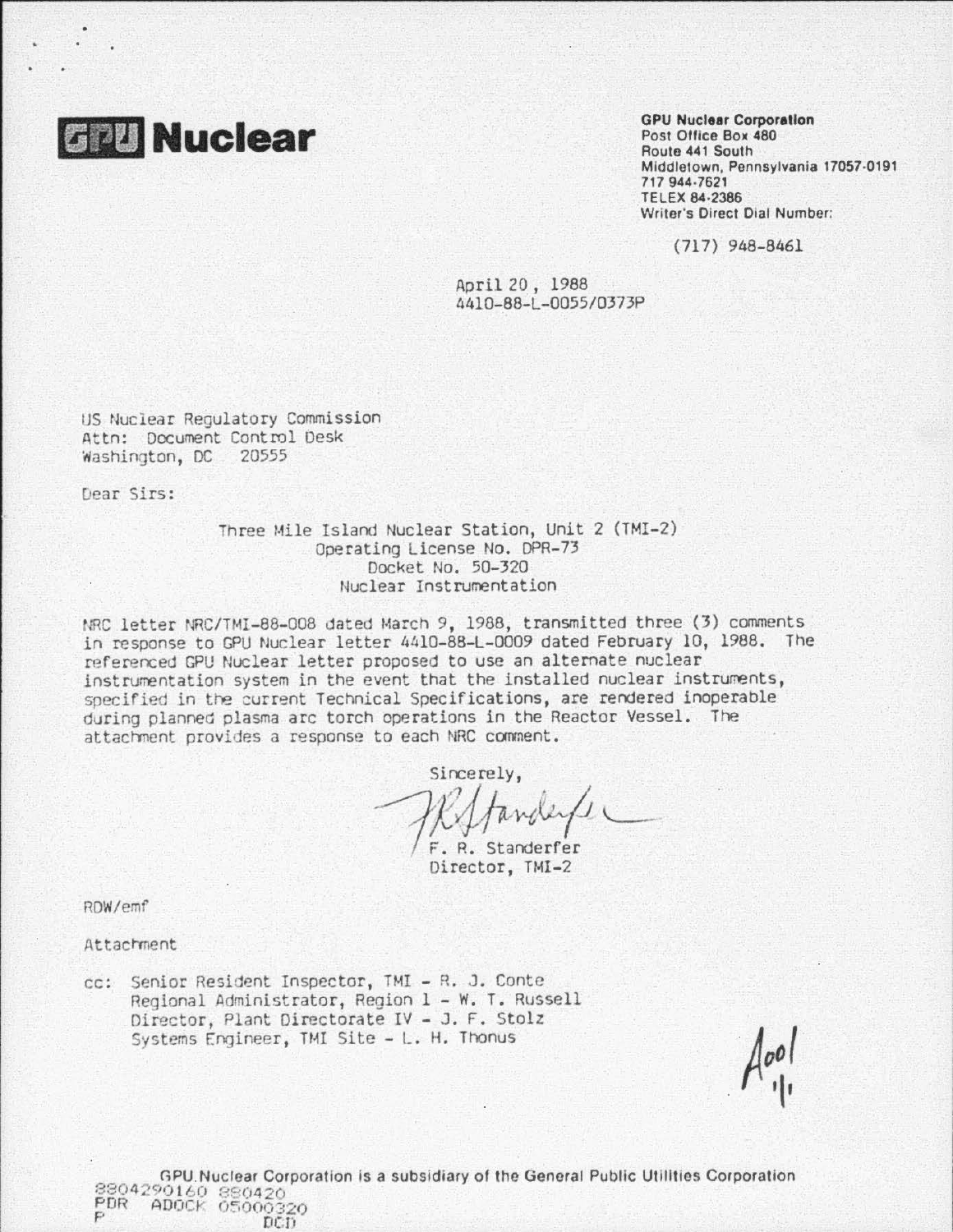**GPU Nuclear**

**GPU Nuclear Corporation**
Post Office Box 480
Route 441 South
Middletown, Pennsylvania 17057-0191
717 944-7621
TELEX 84-2386
Writer's Direct Dial Number:

(717) 948-8461

April 20, 1988
4410-88-L-0055/0373P

US Nuclear Regulatory Commission
Attn: Document Control Desk
Washington, DC 20555

Dear Sirs:

Three Mile Island Nuclear Station, Unit 2 (TMI-2)
Operating License No. DPR-73
Docket No. 50-320
Nuclear Instrumentation

NRC letter NRC/TMI-88-008 dated March 9, 1988, transmitted three (3) comments in response to GPU Nuclear letter 4410-88-L-0009 dated February 10, 1988. The referenced GPU Nuclear letter proposed to use an alternate nuclear instrumentation system in the event that the installed nuclear instruments, specified in the current Technical Specifications, are rendered inoperable during planned plasma arc torch operations in the Reactor Vessel. The attachment provides a response to each NRC comment.

Sincerely,

F. R. Standerfer
Director, TMI-2

RDW/emf

Attachment

cc: Senior Resident Inspector, TMI - R. J. Conte
Regional Administrator, Region 1 - W. T. Russell
Director, Plant Directorate IV - J. F. Stolz
Systems Engineer, TMI Site - L. H. Thonus

A001

GPU Nuclear Corporation is a subsidiary of the General Public Utilities Corporation

8804290160 880420
PDR ADOCK 05000320
P DCD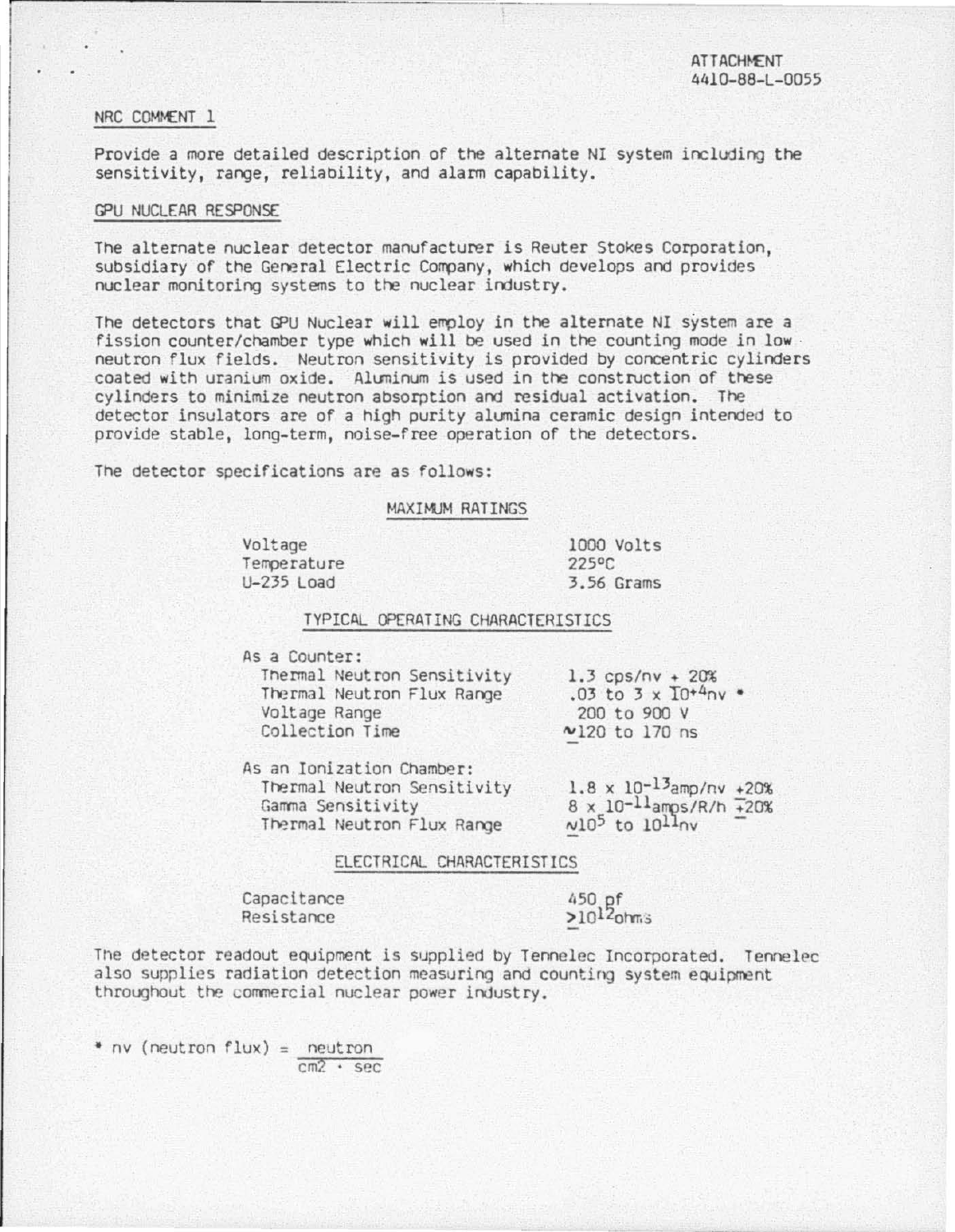ATTACHMENT
4410-88-L-0055

NRC COMMENT 1

Provide a more detailed description of the alternate NI system including the sensitivity, range, reliability, and alarm capability.

GPU NUCLEAR RESPONSE

The alternate nuclear detector manufacturer is Reuter Stokes Corporation, subsidiary of the General Electric Company, which develops and provides nuclear monitoring systems to the nuclear industry.

The detectors that GPU Nuclear will employ in the alternate NI system are a fission counter/chamber type which will be used in the counting mode in low neutron flux fields. Neutron sensitivity is provided by concentric cylinders coated with uranium oxide. Aluminum is used in the construction of these cylinders to minimize neutron absorption and residual activation. The detector insulators are of a high purity alumina ceramic design intended to provide stable, long-term, noise-free operation of the detectors.

The detector specifications are as follows:

MAXIMUM RATINGS

| | |
|---|---|
| Voltage | 1000 Volts |
| Temperature | 225°C |
| U-235 Load | 3.56 Grams |

TYPICAL OPERATING CHARACTERISTICS

| | |
|---|---|
| As a Counter: | |
| Thermal Neutron Sensitivity | 1.3 cps/nv + 20% |
| Thermal Neutron Flux Range | .03 to $3 \times 10^{+4}$nv * |
| Voltage Range | 200 to 900 V |
| Collection Time | ~120 to 170 ns |
| As an Ionization Chamber: | |
| Thermal Neutron Sensitivity | $1.8 \times 10^{-13}$amp/nv +20% |
| Gamma Sensitivity | $8 \times 10^{-11}$amps/R/h ±20% |
| Thermal Neutron Flux Range | ~$10^{5}$ to $10^{11}$nv |

ELECTRICAL CHARACTERISTICS

| | |
|---|---|
| Capacitance | 450 pf |
| Resistance | >$10^{12}$ohms |

The detector readout equipment is supplied by Tennelec Incorporated. Tennelec also supplies radiation detection measuring and counting system equipment throughout the commercial nuclear power industry.

* nv (neutron flux) = $\frac{\text{neutron}}{\text{cm}^2 \cdot \text{sec}}$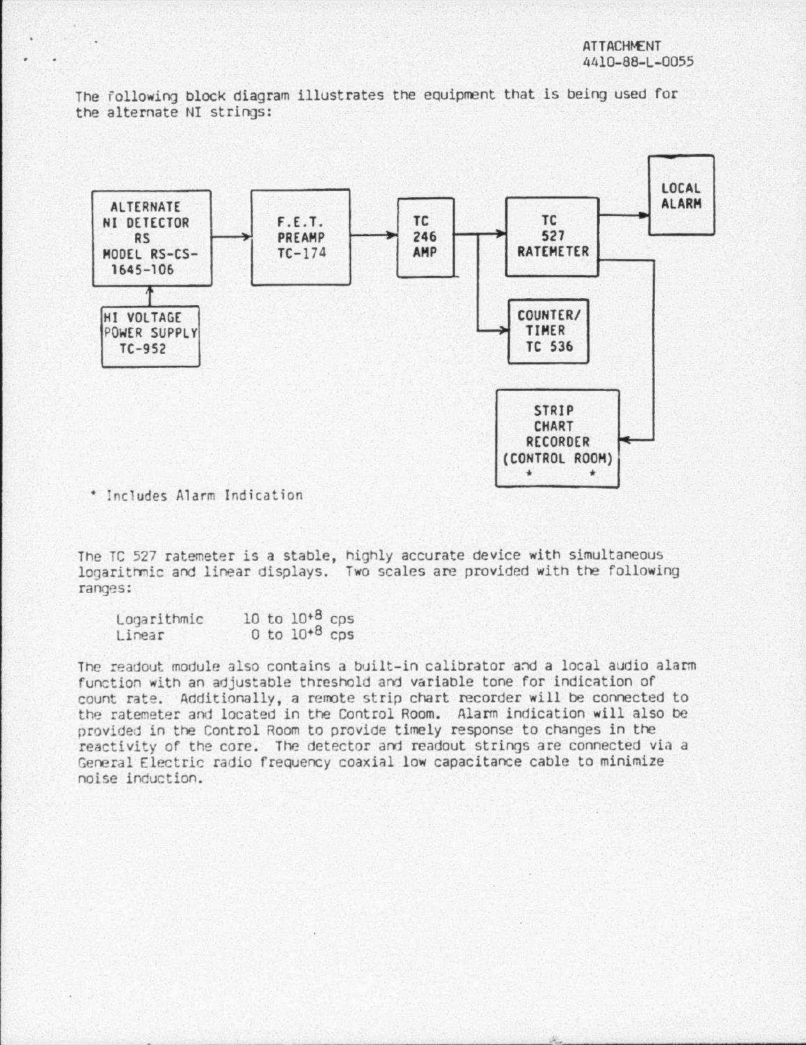ATTACHMENT
4410-88-L-0055

The following block diagram illustrates the equipment that is being used for the alternate NI strings:

ALTERNATE NI DETECTOR RS MODEL RS-CS-1645-106 → F.E.T. PREAMP TC-174 → TC 246 AMP → TC 527 RATEMETER → LOCAL ALARM

HI VOLTAGE POWER SUPPLY TC-952 → ALTERNATE NI DETECTOR

TC 246 AMP → COUNTER/TIMER TC 536

TC 527 RATEMETER → STRIP CHART RECORDER (CONTROL ROOM) * *

\* Includes Alarm Indication

The TC 527 ratemeter is a stable, highly accurate device with simultaneous logarithmic and linear displays. Two scales are provided with the following ranges:

| | |
|---|---|
| Logarithmic | 10 to $10^{+8}$ cps |
| Linear | 0 to $10^{+8}$ cps |

The readout module also contains a built-in calibrator and a local audio alarm function with an adjustable threshold and variable tone for indication of count rate. Additionally, a remote strip chart recorder will be connected to the ratemeter and located in the Control Room. Alarm indication will also be provided in the Control Room to provide timely response to changes in the reactivity of the core. The detector and readout strings are connected via a General Electric radio frequency coaxial low capacitance cable to minimize noise induction.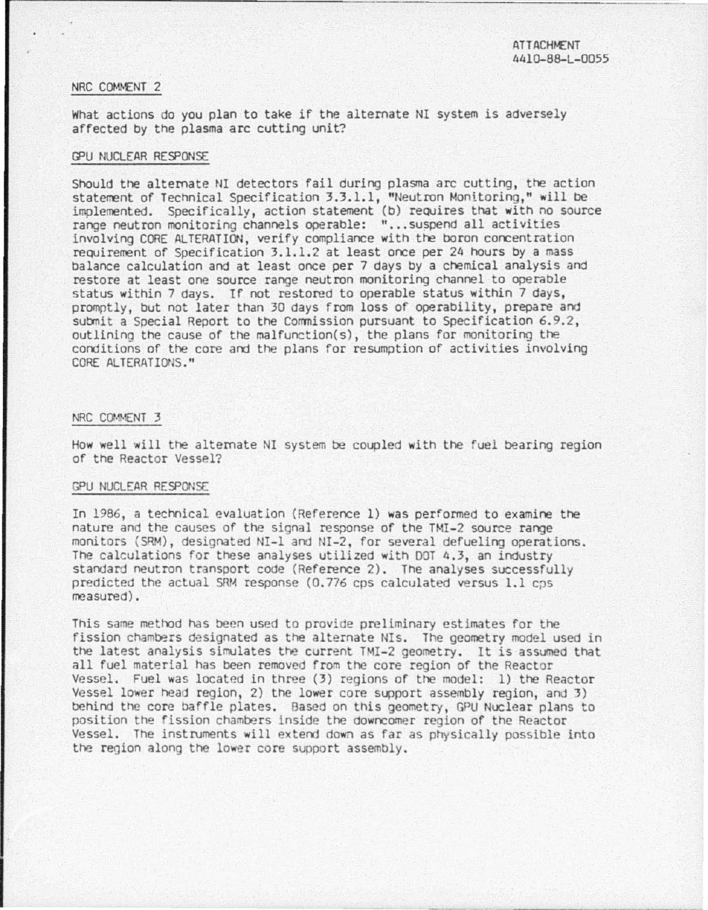ATTACHMENT
4410-88-L-0055

## NRC COMMENT 2

What actions do you plan to take if the alternate NI system is adversely affected by the plasma arc cutting unit?

## GPU NUCLEAR RESPONSE

Should the alternate NI detectors fail during plasma arc cutting, the action statement of Technical Specification 3.3.1.1, "Neutron Monitoring," will be implemented. Specifically, action statement (b) requires that with no source range neutron monitoring channels operable: "...suspend all activities involving CORE ALTERATION, verify compliance with the boron concentration requirement of Specification 3.1.1.2 at least once per 24 hours by a mass balance calculation and at least once per 7 days by a chemical analysis and restore at least one source range neutron monitoring channel to operable status within 7 days. If not restored to operable status within 7 days, promptly, but not later than 30 days from loss of operability, prepare and submit a Special Report to the Commission pursuant to Specification 6.9.2, outlining the cause of the malfunction(s), the plans for monitoring the conditions of the core and the plans for resumption of activities involving CORE ALTERATIONS."

## NRC COMMENT 3

How well will the alternate NI system be coupled with the fuel bearing region of the Reactor Vessel?

## GPU NUCLEAR RESPONSE

In 1986, a technical evaluation (Reference 1) was performed to examine the nature and the causes of the signal response of the TMI-2 source range monitors (SRM), designated NI-1 and NI-2, for several defueling operations. The calculations for these analyses utilized with DOT 4.3, an industry standard neutron transport code (Reference 2). The analyses successfully predicted the actual SRM response (0.776 cps calculated versus 1.1 cps measured).

This same method has been used to provide preliminary estimates for the fission chambers designated as the alternate NIs. The geometry model used in the latest analysis simulates the current TMI-2 geometry. It is assumed that all fuel material has been removed from the core region of the Reactor Vessel. Fuel was located in three (3) regions of the model: 1) the Reactor Vessel lower head region, 2) the lower core support assembly region, and 3) behind the core baffle plates. Based on this geometry, GPU Nuclear plans to position the fission chambers inside the downcomer region of the Reactor Vessel. The instruments will extend down as far as physically possible into the region along the lower core support assembly.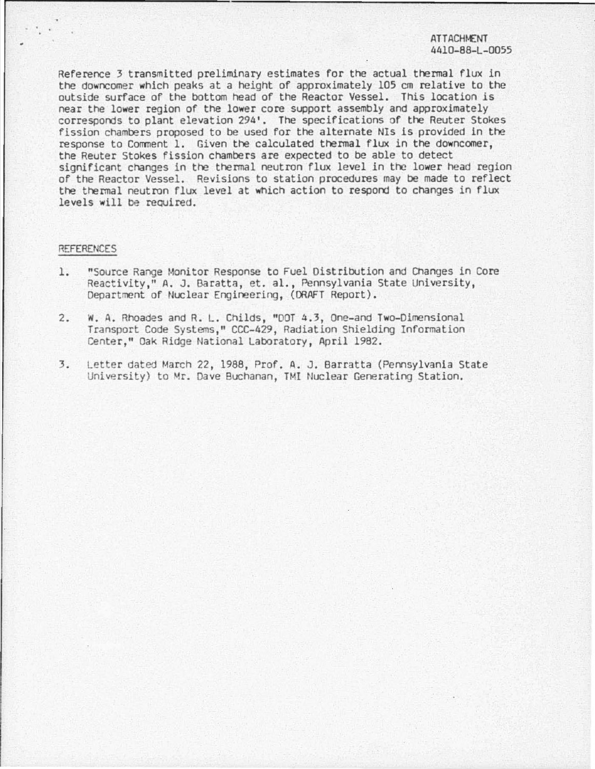ATTACHMENT
4410-88-L-0055

Reference 3 transmitted preliminary estimates for the actual thermal flux in the downcomer which peaks at a height of approximately 105 cm relative to the outside surface of the bottom head of the Reactor Vessel. This location is near the lower region of the lower core support assembly and approximately corresponds to plant elevation 294'. The specifications of the Reuter Stokes fission chambers proposed to be used for the alternate NIs is provided in the response to Comment 1. Given the calculated thermal flux in the downcomer, the Reuter Stokes fission chambers are expected to be able to detect significant changes in the thermal neutron flux level in the lower head region of the Reactor Vessel. Revisions to station procedures may be made to reflect the thermal neutron flux level at which action to respond to changes in flux levels will be required.

REFERENCES

1. "Source Range Monitor Response to Fuel Distribution and Changes in Core Reactivity," A. J. Baratta, et. al., Pennsylvania State University, Department of Nuclear Engineering, (DRAFT Report).

2. W. A. Rhoades and R. L. Childs, "DOT 4.3, One-and Two-Dimensional Transport Code Systems," CCC-429, Radiation Shielding Information Center," Oak Ridge National Laboratory, April 1982.

3. Letter dated March 22, 1988, Prof. A. J. Barratta (Pennsylvania State University) to Mr. Dave Buchanan, TMI Nuclear Generating Station.